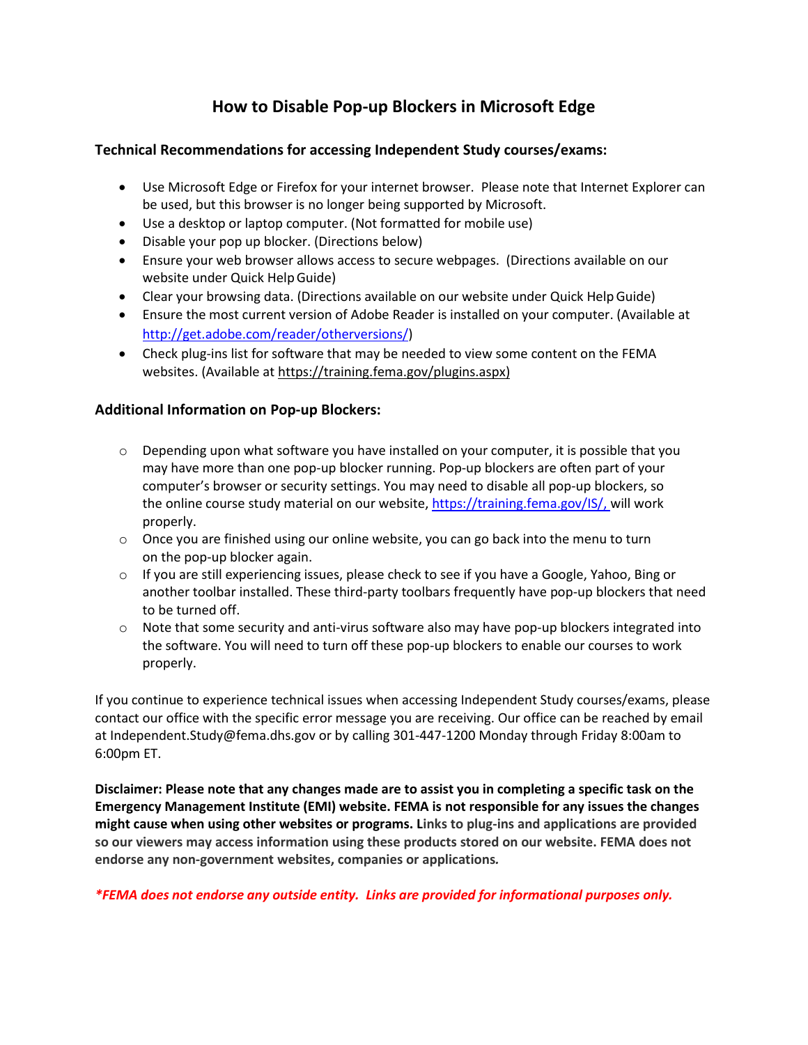# How to Disable Pop-up Blockers in Microsoft Edge

### Technical Recommendations for accessing Independent Study courses/exams:

- Use Microsoft Edge or Firefox for your internet browser. Please note that Internet Explorer can be used, but this browser is no longer being supported by Microsoft.
- Use a desktop or laptop computer. (Not formatted for mobile use)
- Disable your pop up blocker. (Directions below)
- Ensure your web browser allows access to secure webpages. (Directions available on our website under Quick Help Guide)
- Clear your browsing data. (Directions available on our website under Quick Help Guide)
- Ensure the most current version of Adobe Reader is installed on your computer. (Available at http://get.adobe.com/reader/otherversions/)
- Check plug-ins list for software that may be needed to view some content on the FEMA websites. (Available at https://training.fema.gov/plugins.aspx)

### Additional Information on Pop-up Blockers:

- Depending upon what software you have installed on your computer, it is possible that you may have more than one pop-up blocker running. Pop-up blockers are often part of your computer's browser or security settings. You may need to disable all pop-up blockers, so the online course study material on our website, https://training.fema.gov/IS/, will work properly.
- Once you are finished using our online website, you can go back into the menu to turn on the pop-up blocker again.
- If you are still experiencing issues, please check to see if you have a Google, Yahoo, Bing or another toolbar installed. These third-party toolbars frequently have pop-up blockers that need to be turned off.
- Note that some security and anti-virus software also may have pop-up blockers integrated into the software. You will need to turn off these pop-up blockers to enable our courses to work properly.

If you continue to experience technical issues when accessing Independent Study courses/exams, please contact our office with the specific error message you are receiving. Our office can be reached by email at Independent.Study@fema.dhs.gov or by calling 301-447-1200 Monday through Friday 8:00am to 6:00pm ET.

**Disclaimer: Please note that any changes made are to assist you in completing a specific task on the Emergency Management Institute (EMI) website. FEMA is not responsible for any issues the changes might cause when using other websites or programs. Links to plug-ins and applications are provided so our viewers may access information using these products stored on our website. FEMA does not endorse any non-government websites, companies or applications.**

***\*FEMA does not endorse any outside entity. Links are provided for informational purposes only.***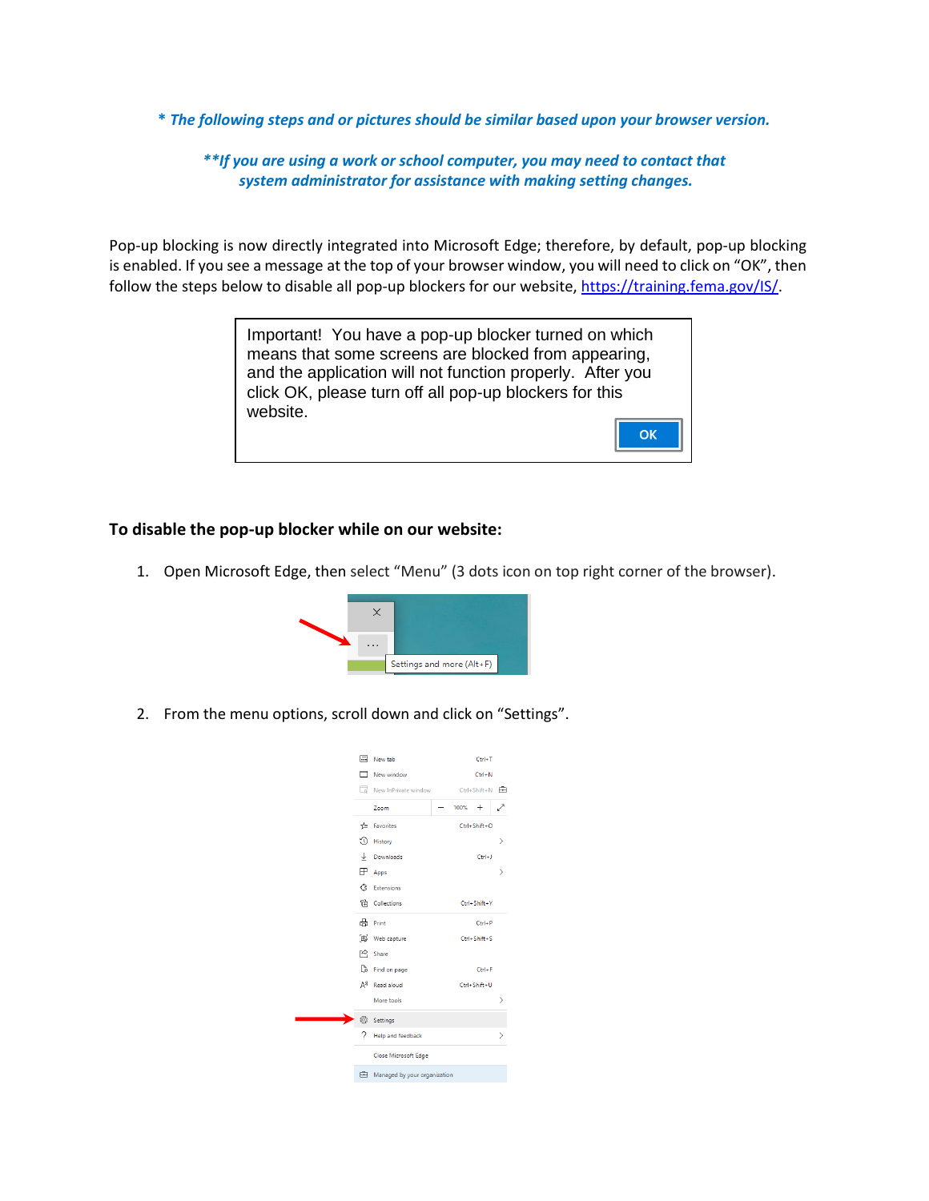*\* The following steps and or pictures should be similar based upon your browser version.*

*\*\*If you are using a work or school computer, you may need to contact that system administrator for assistance with making setting changes.*

Pop-up blocking is now directly integrated into Microsoft Edge; therefore, by default, pop-up blocking is enabled. If you see a message at the top of your browser window, you will need to click on "OK", then follow the steps below to disable all pop-up blockers for our website, [https://training.fema.gov/IS/](https://training.fema.gov/IS/).

> Important! You have a pop-up blocker turned on which means that some screens are blocked from appearing, and the application will not function properly. After you click OK, please turn off all pop-up blockers for this website.
>
> **OK**

**To disable the pop-up blocker while on our website:**

1. Open Microsoft Edge, then select "Menu" (3 dots icon on top right corner of the browser).

   Settings and more (Alt+F)

2. From the menu options, scroll down and click on "Settings".

   - New tab — Ctrl+T
   - New window — Ctrl+N
   - New InPrivate window — Ctrl+Shift+N
   - Zoom — 100%
   - Favorites — Ctrl+Shift+O
   - History
   - Downloads — Ctrl+J
   - Apps
   - Extensions
   - Collections — Ctrl+Shift+Y
   - Print — Ctrl+P
   - Web capture — Ctrl+Shift+S
   - Share
   - Find on page — Ctrl+F
   - Read aloud — Ctrl+Shift+U
   - More tools
   - Settings
   - Help and feedback
   - Close Microsoft Edge
   - Managed by your organization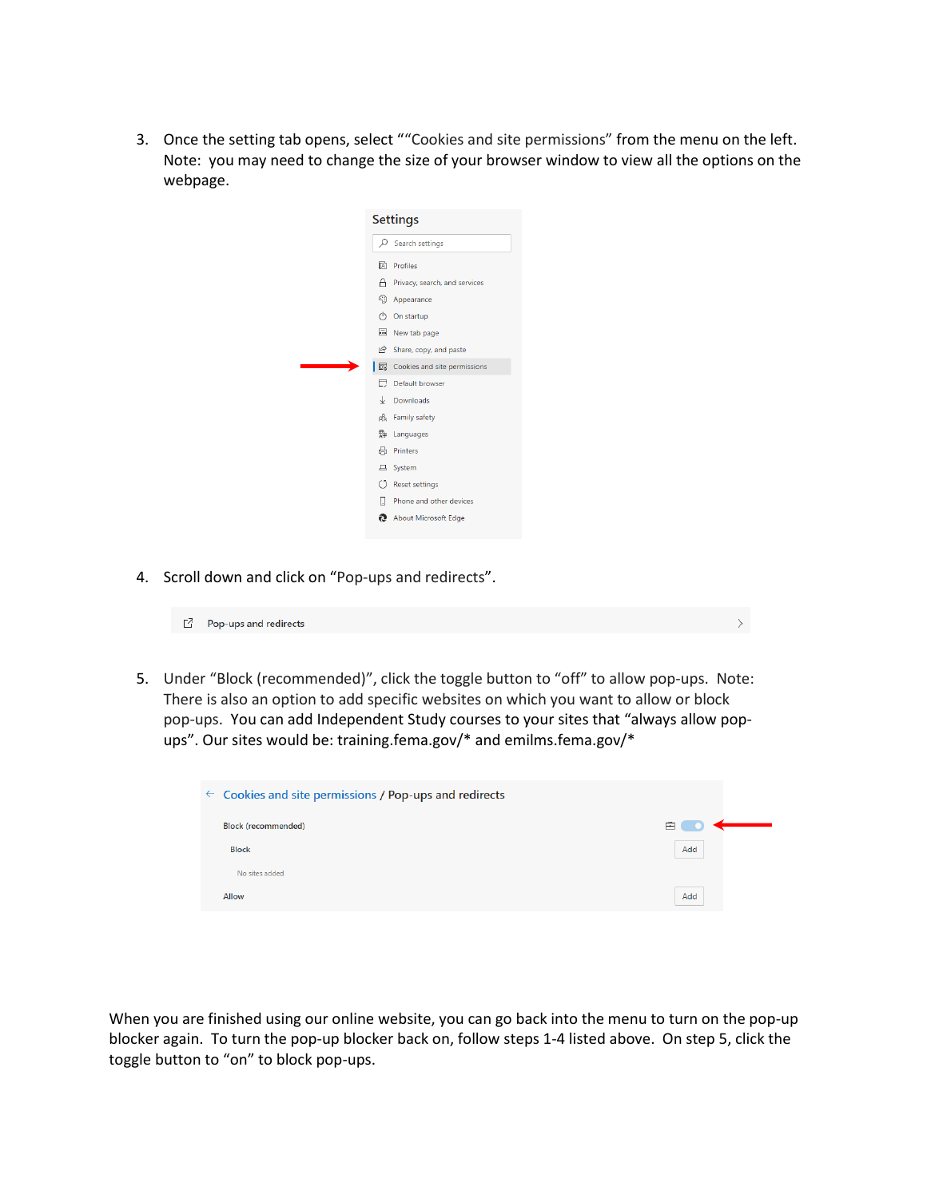3. Once the setting tab opens, select ""Cookies and site permissions" from the menu on the left. Note: you may need to change the size of your browser window to view all the options on the webpage.

4. Scroll down and click on "Pop-ups and redirects".

5. Under "Block (recommended)", click the toggle button to "off" to allow pop-ups. Note: There is also an option to add specific websites on which you want to allow or block pop-ups. You can add Independent Study courses to your sites that "always allow pop-ups". Our sites would be: training.fema.gov/* and emilms.fema.gov/*

When you are finished using our online website, you can go back into the menu to turn on the pop-up blocker again. To turn the pop-up blocker back on, follow steps 1-4 listed above. On step 5, click the toggle button to "on" to block pop-ups.